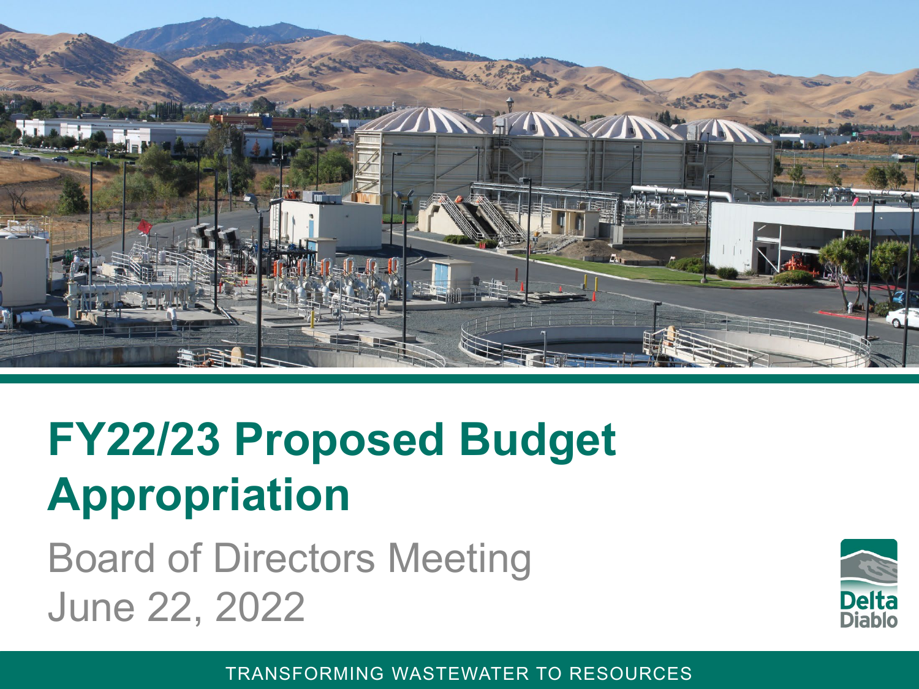# FY22/23 Proposed Budget Appropriation

Board of Directors Meeting
June 22, 2022

Delta Diablo

TRANSFORMING WASTEWATER TO RESOURCES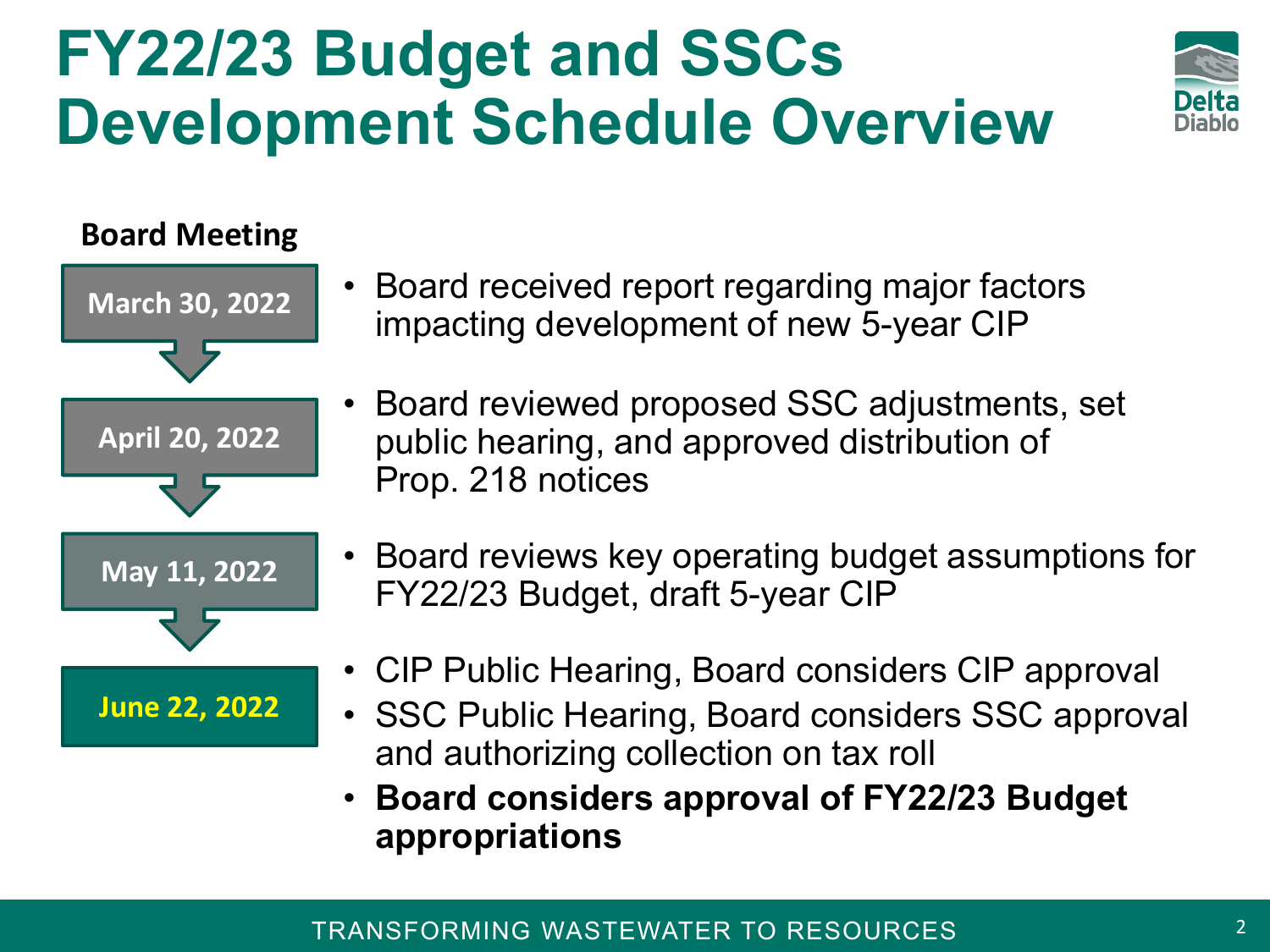# FY22/23 Budget and SSCs Development Schedule Overview

**Board Meeting**

**March 30, 2022**

- Board received report regarding major factors impacting development of new 5-year CIP

**April 20, 2022**

- Board reviewed proposed SSC adjustments, set public hearing, and approved distribution of Prop. 218 notices

**May 11, 2022**

- Board reviews key operating budget assumptions for FY22/23 Budget, draft 5-year CIP

**June 22, 2022**

- CIP Public Hearing, Board considers CIP approval
- SSC Public Hearing, Board considers SSC approval and authorizing collection on tax roll
- **Board considers approval of FY22/23 Budget appropriations**

TRANSFORMING WASTEWATER TO RESOURCES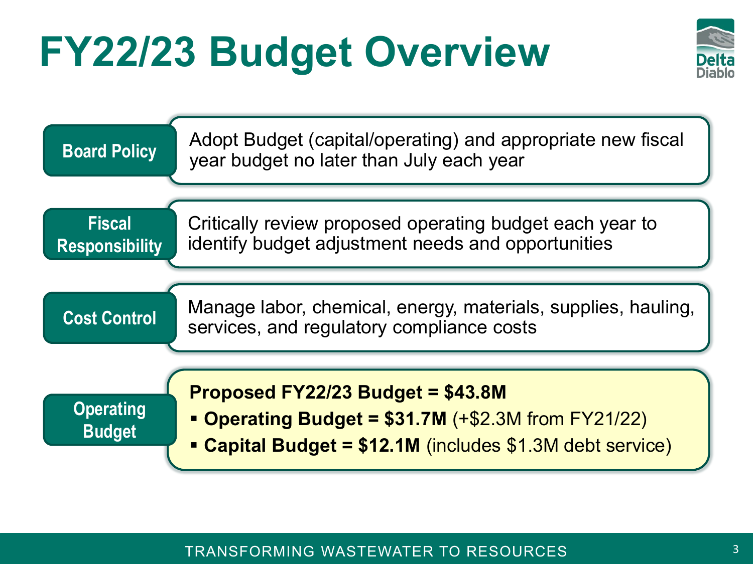# FY22/23 Budget Overview

**Board Policy**

Adopt Budget (capital/operating) and appropriate new fiscal year budget no later than July each year

**Fiscal Responsibility**

Critically review proposed operating budget each year to identify budget adjustment needs and opportunities

**Cost Control**

Manage labor, chemical, energy, materials, supplies, hauling, services, and regulatory compliance costs

**Operating Budget**

**Proposed FY22/23 Budget = $43.8M**

- **Operating Budget = $31.7M** (+$2.3M from FY21/22)
- **Capital Budget = $12.1M** (includes $1.3M debt service)

TRANSFORMING WASTEWATER TO RESOURCES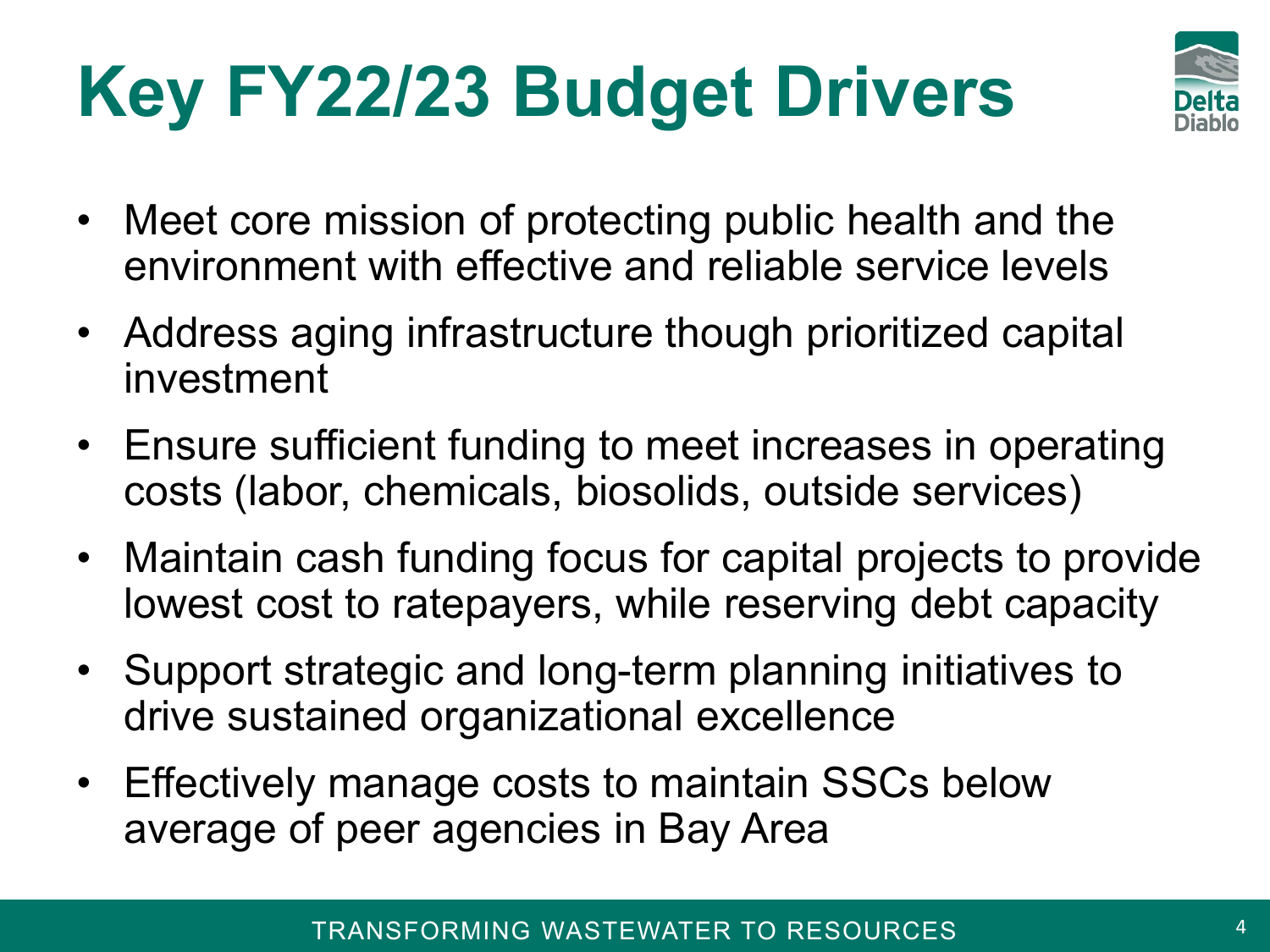# Key FY22/23 Budget Drivers

- Meet core mission of protecting public health and the environment with effective and reliable service levels
- Address aging infrastructure though prioritized capital investment
- Ensure sufficient funding to meet increases in operating costs (labor, chemicals, biosolids, outside services)
- Maintain cash funding focus for capital projects to provide lowest cost to ratepayers, while reserving debt capacity
- Support strategic and long-term planning initiatives to drive sustained organizational excellence
- Effectively manage costs to maintain SSCs below average of peer agencies in Bay Area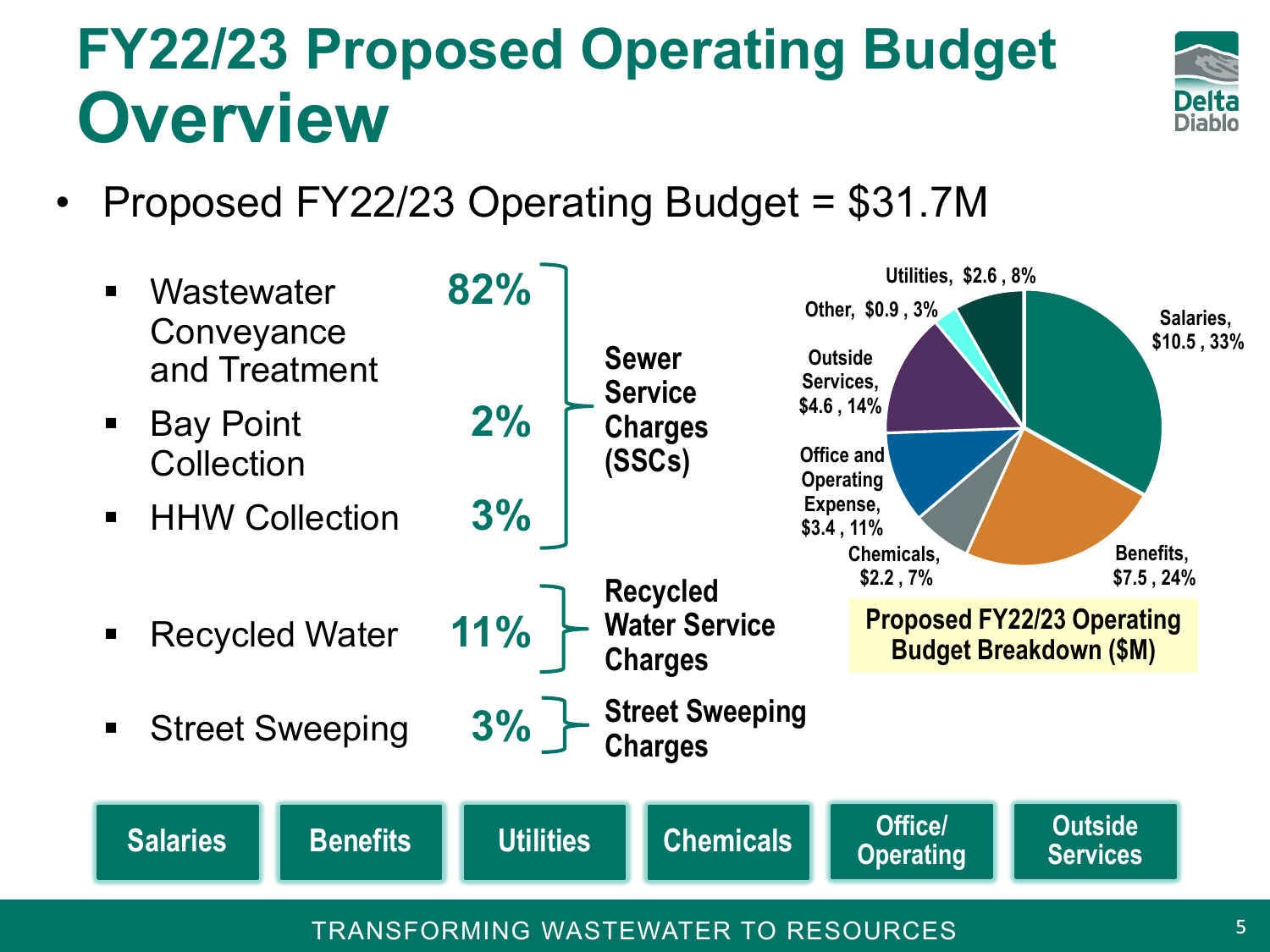# FY22/23 Proposed Operating Budget Overview

- Proposed FY22/23 Operating Budget = $31.7M

| Service | Share | Funding Source |
|---|---|---|
| Wastewater Conveyance and Treatment | 82% | Sewer Service Charges (SSCs) |
| Bay Point Collection | 2% | Sewer Service Charges (SSCs) |
| HHW Collection | 3% | Sewer Service Charges (SSCs) |
| Recycled Water | 11% | Recycled Water Service Charges |
| Street Sweeping | 3% | Street Sweeping Charges |

**Proposed FY22/23 Operating Budget Breakdown ($M)**

| Category | Amount ($M) | Percent |
|---|---|---|
| Salaries | $10.5 | 33% |
| Benefits | $7.5 | 24% |
| Chemicals | $2.2 | 7% |
| Office and Operating Expense | $3.4 | 11% |
| Outside Services | $4.6 | 14% |
| Other | $0.9 | 3% |
| Utilities | $2.6 | 8% |

Salaries | Benefits | Utilities | Chemicals | Office/Operating | Outside Services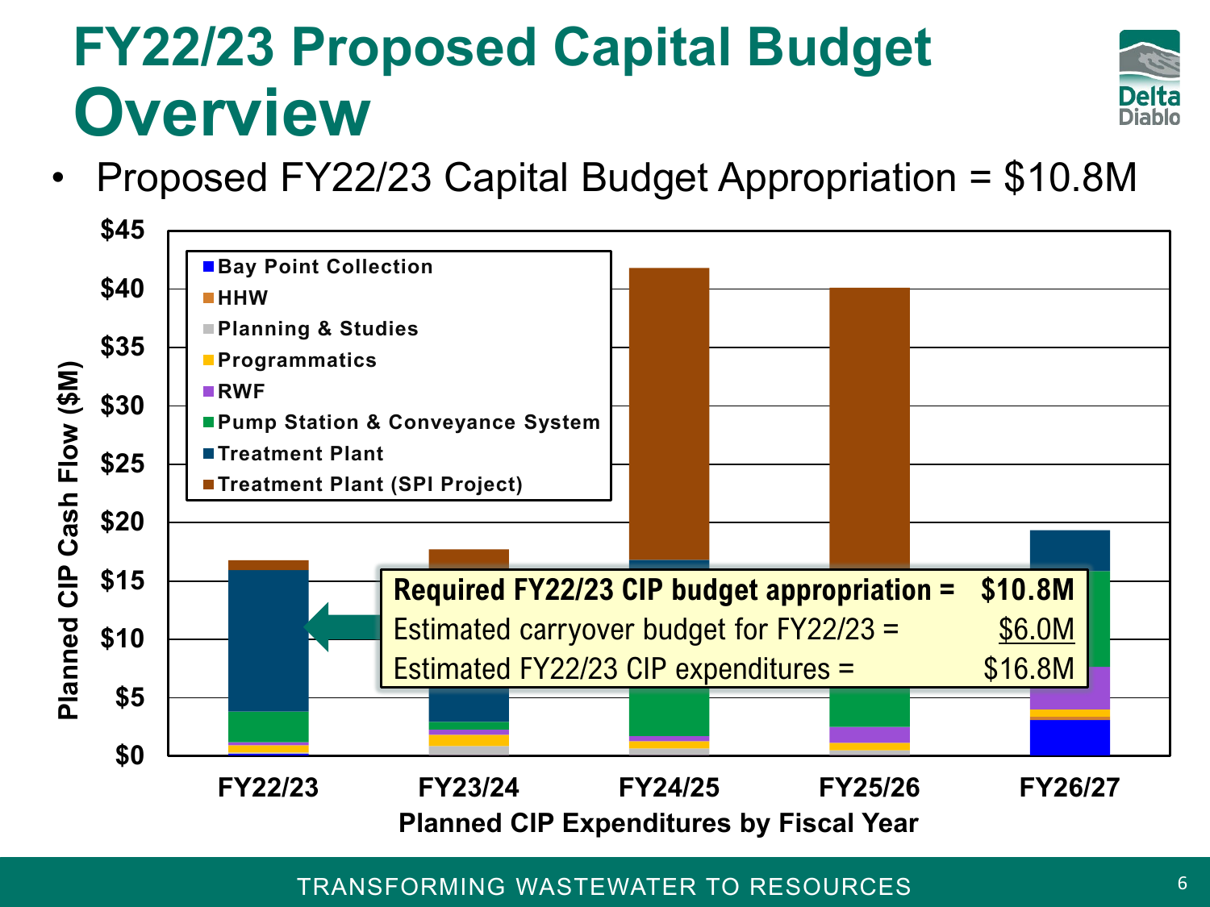# FY22/23 Proposed Capital Budget Overview

- Proposed FY22/23 Capital Budget Appropriation = $10.8M

Planned CIP Cash Flow ($M)

Legend: Bay Point Collection; HHW; Planning & Studies; Programmatics; RWF; Pump Station & Conveyance System; Treatment Plant; Treatment Plant (SPI Project)

| | |
|---|---|
| **Required FY22/23 CIP budget appropriation =** | **$10.8M** |
| Estimated carryover budget for FY22/23 = | $6.0M |
| Estimated FY22/23 CIP expenditures = | $16.8M |

FY22/23 | FY23/24 | FY24/25 | FY25/26 | FY26/27

Planned CIP Expenditures by Fiscal Year

TRANSFORMING WASTEWATER TO RESOURCES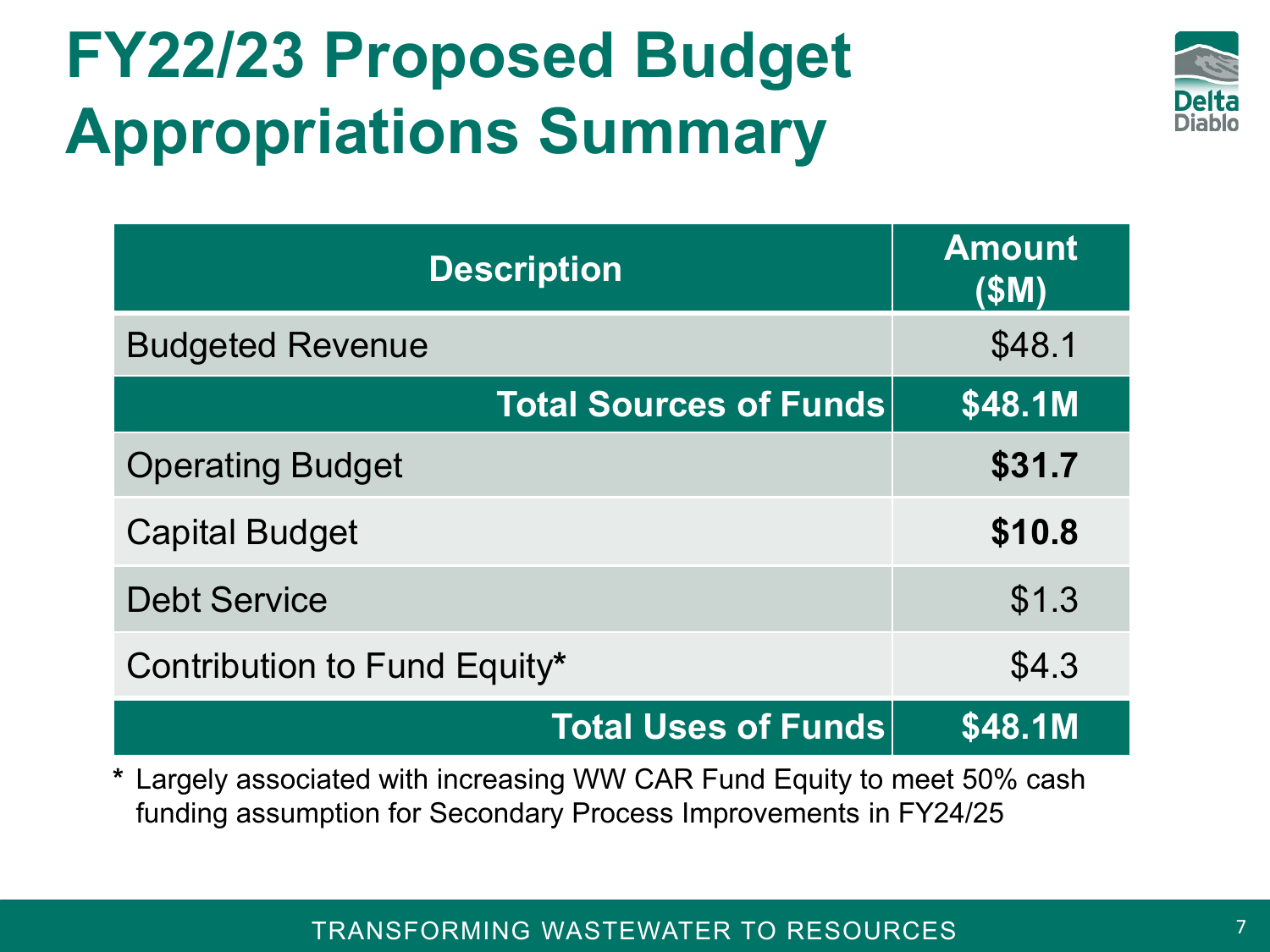# FY22/23 Proposed Budget Appropriations Summary

| Description | Amount ($M) |
|---|---|
| Budgeted Revenue | $48.1 |
| **Total Sources of Funds** | **$48.1M** |
| Operating Budget | **$31.7** |
| Capital Budget | **$10.8** |
| Debt Service | $1.3 |
| Contribution to Fund Equity* | $4.3 |
| **Total Uses of Funds** | **$48.1M** |

\* Largely associated with increasing WW CAR Fund Equity to meet 50% cash funding assumption for Secondary Process Improvements in FY24/25

TRANSFORMING WASTEWATER TO RESOURCES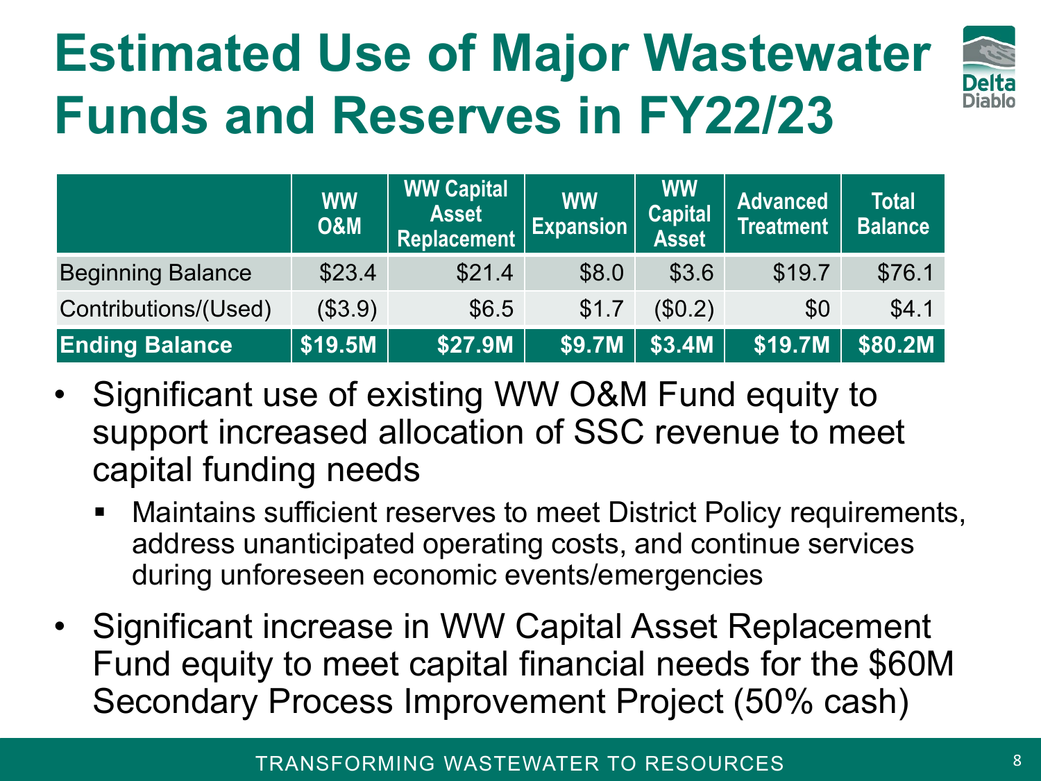# Estimated Use of Major Wastewater Funds and Reserves in FY22/23

| | WW O&M | WW Capital Asset Replacement | WW Expansion | WW Capital Asset | Advanced Treatment | Total Balance |
|---|---|---|---|---|---|---|
| Beginning Balance | $23.4 | $21.4 | $8.0 | $3.6 | $19.7 | $76.1 |
| Contributions/(Used) | ($3.9) | $6.5 | $1.7 | ($0.2) | $0 | $4.1 |
| **Ending Balance** | **$19.5M** | **$27.9M** | **$9.7M** | **$3.4M** | **$19.7M** | **$80.2M** |

- Significant use of existing WW O&M Fund equity to support increased allocation of SSC revenue to meet capital funding needs
  - Maintains sufficient reserves to meet District Policy requirements, address unanticipated operating costs, and continue services during unforeseen economic events/emergencies
- Significant increase in WW Capital Asset Replacement Fund equity to meet capital financial needs for the $60M Secondary Process Improvement Project (50% cash)

TRANSFORMING WASTEWATER TO RESOURCES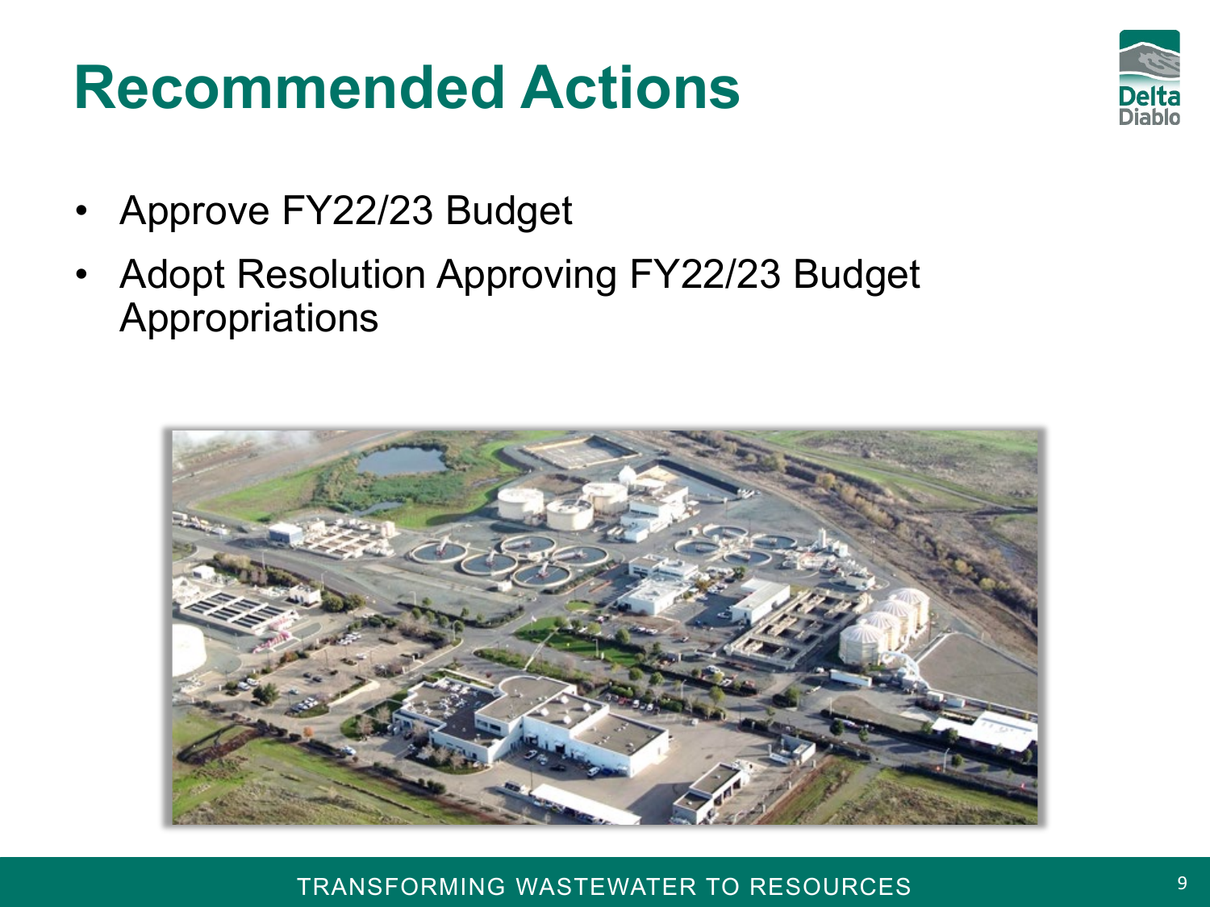# Recommended Actions

- Approve FY22/23 Budget
- Adopt Resolution Approving FY22/23 Budget Appropriations